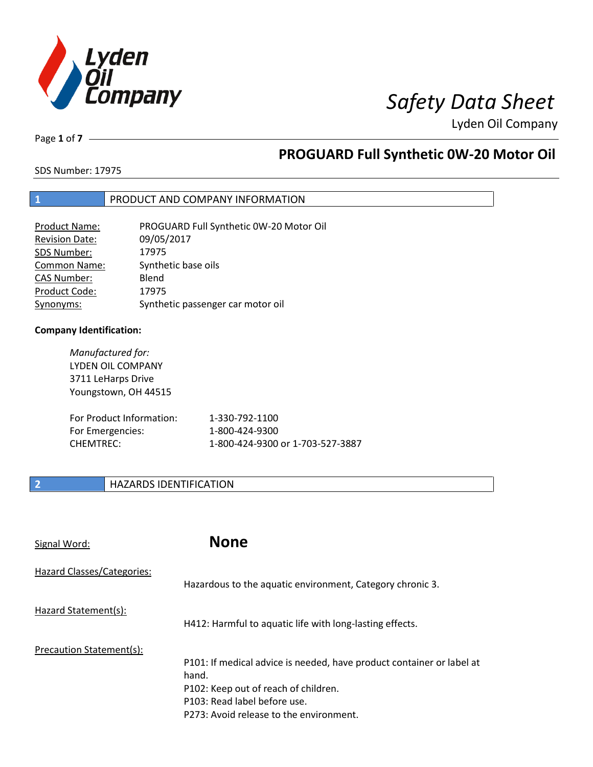# Safety Data Sheet

Lyden Oil Company

## PROGUARD Full Synthetic 0W-20 Motor Oil

SDS Number: 17975

## 1 PRODUCT AND COMPANY INFORMATION

| | |
|---|---|
| Product Name: | PROGUARD Full Synthetic 0W-20 Motor Oil |
| Revision Date: | 09/05/2017 |
| SDS Number: | 17975 |
| Common Name: | Synthetic base oils |
| CAS Number: | Blend |
| Product Code: | 17975 |
| Synonyms: | Synthetic passenger car motor oil |

**Company Identification:**

*Manufactured for:*
LYDEN OIL COMPANY
3711 LeHarps Drive
Youngstown, OH 44515

| | |
|---|---|
| For Product Information: | 1-330-792-1100 |
| For Emergencies: | 1-800-424-9300 |
| CHEMTREC: | 1-800-424-9300 or 1-703-527-3887 |

## 2 HAZARDS IDENTIFICATION

Signal Word: **None**

Hazard Classes/Categories:

Hazardous to the aquatic environment, Category chronic 3.

Hazard Statement(s):

H412: Harmful to aquatic life with long-lasting effects.

Precaution Statement(s):

P101: If medical advice is needed, have product container or label at hand.
P102: Keep out of reach of children.
P103: Read label before use.
P273: Avoid release to the environment.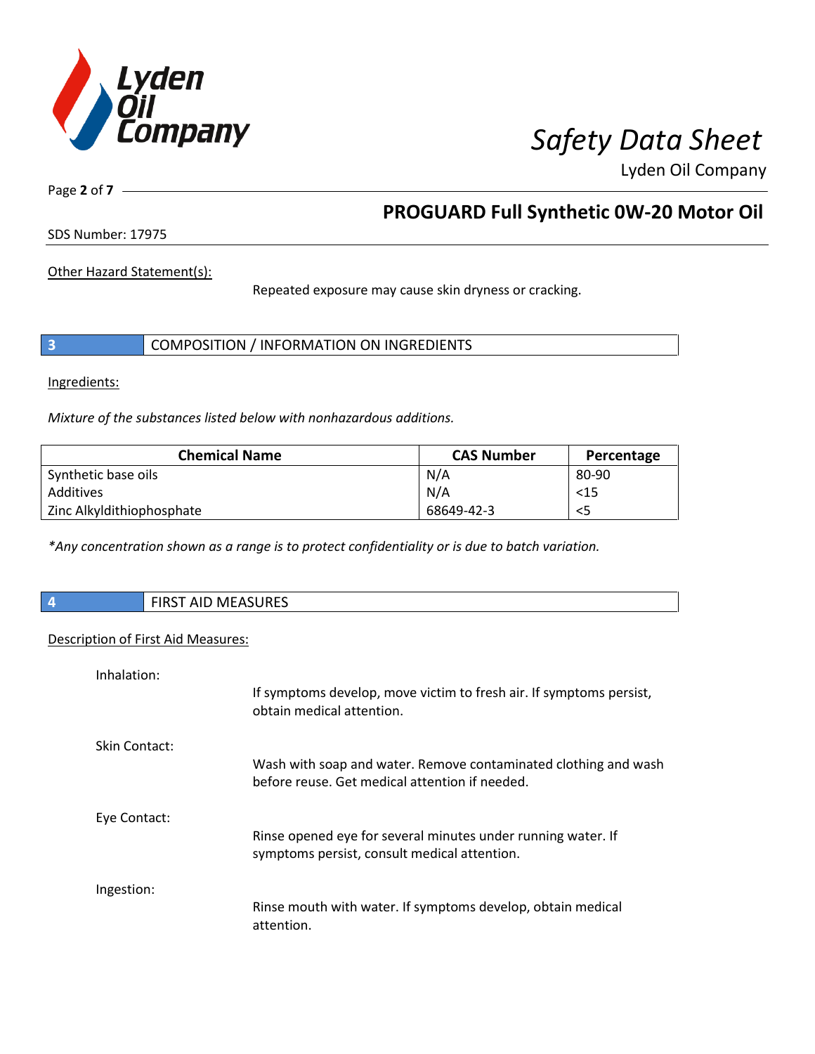Other Hazard Statement(s):

Repeated exposure may cause skin dryness or cracking.

## 3 COMPOSITION / INFORMATION ON INGREDIENTS

Ingredients:

*Mixture of the substances listed below with nonhazardous additions.*

| Chemical Name | CAS Number | Percentage |
| --- | --- | --- |
| Synthetic base oils | N/A | 80-90 |
| Additives | N/A | <15 |
| Zinc Alkyldithiophosphate | 68649-42-3 | <5 |

*\*Any concentration shown as a range is to protect confidentiality or is due to batch variation.*

## 4 FIRST AID MEASURES

Description of First Aid Measures:

Inhalation:

If symptoms develop, move victim to fresh air. If symptoms persist, obtain medical attention.

Skin Contact:

Wash with soap and water. Remove contaminated clothing and wash before reuse. Get medical attention if needed.

Eye Contact:

Rinse opened eye for several minutes under running water. If symptoms persist, consult medical attention.

Ingestion:

Rinse mouth with water. If symptoms develop, obtain medical attention.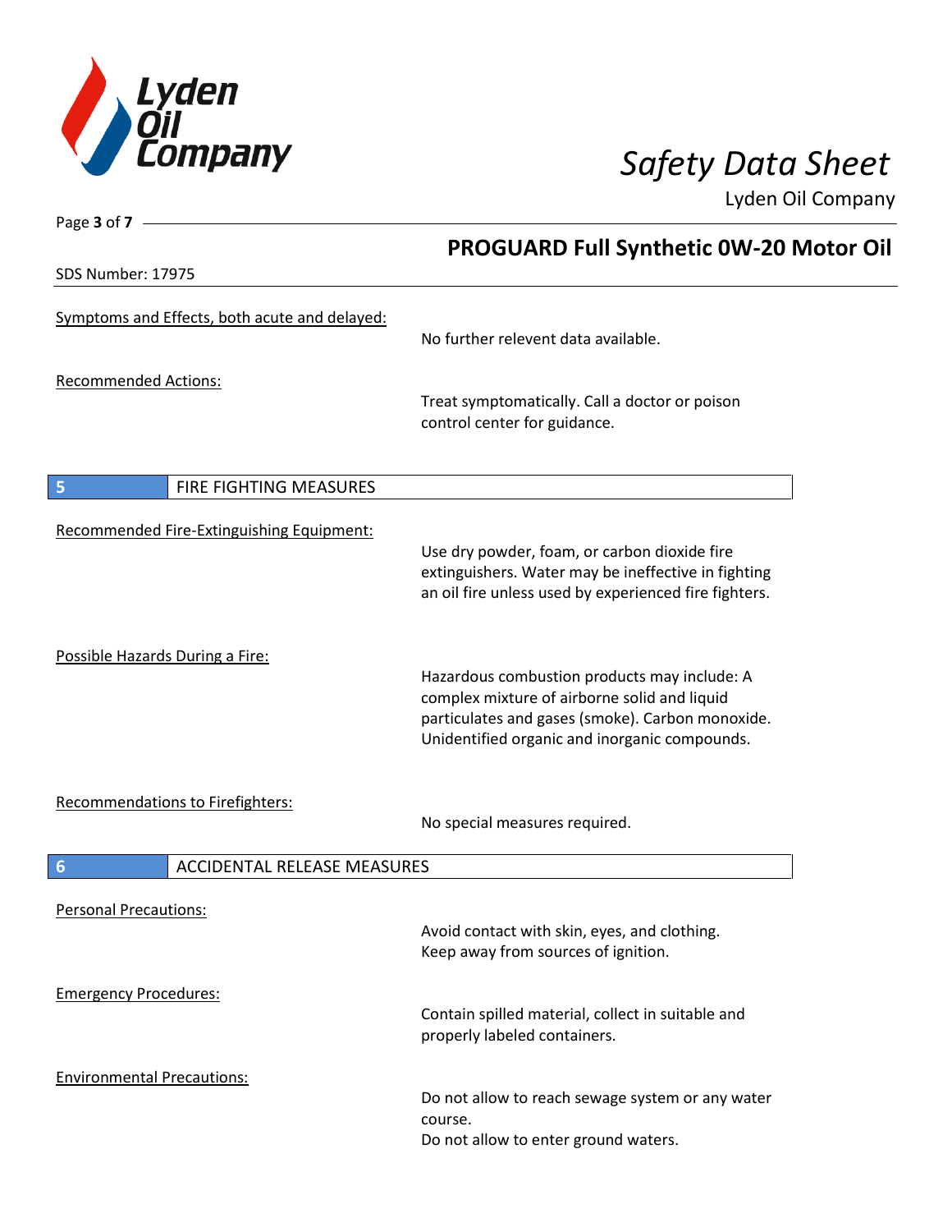SDS Number: 17975

**PROGUARD Full Synthetic 0W-20 Motor Oil**

Symptoms and Effects, both acute and delayed:

No further relevent data available.

Recommended Actions:

Treat symptomatically. Call a doctor or poison control center for guidance.

## 5 FIRE FIGHTING MEASURES

Recommended Fire-Extinguishing Equipment:

Use dry powder, foam, or carbon dioxide fire extinguishers. Water may be ineffective in fighting an oil fire unless used by experienced fire fighters.

Possible Hazards During a Fire:

Hazardous combustion products may include: A complex mixture of airborne solid and liquid particulates and gases (smoke). Carbon monoxide. Unidentified organic and inorganic compounds.

Recommendations to Firefighters:

No special measures required.

## 6 ACCIDENTAL RELEASE MEASURES

Personal Precautions:

Avoid contact with skin, eyes, and clothing.
Keep away from sources of ignition.

Emergency Procedures:

Contain spilled material, collect in suitable and properly labeled containers.

Environmental Precautions:

Do not allow to reach sewage system or any water course.
Do not allow to enter ground waters.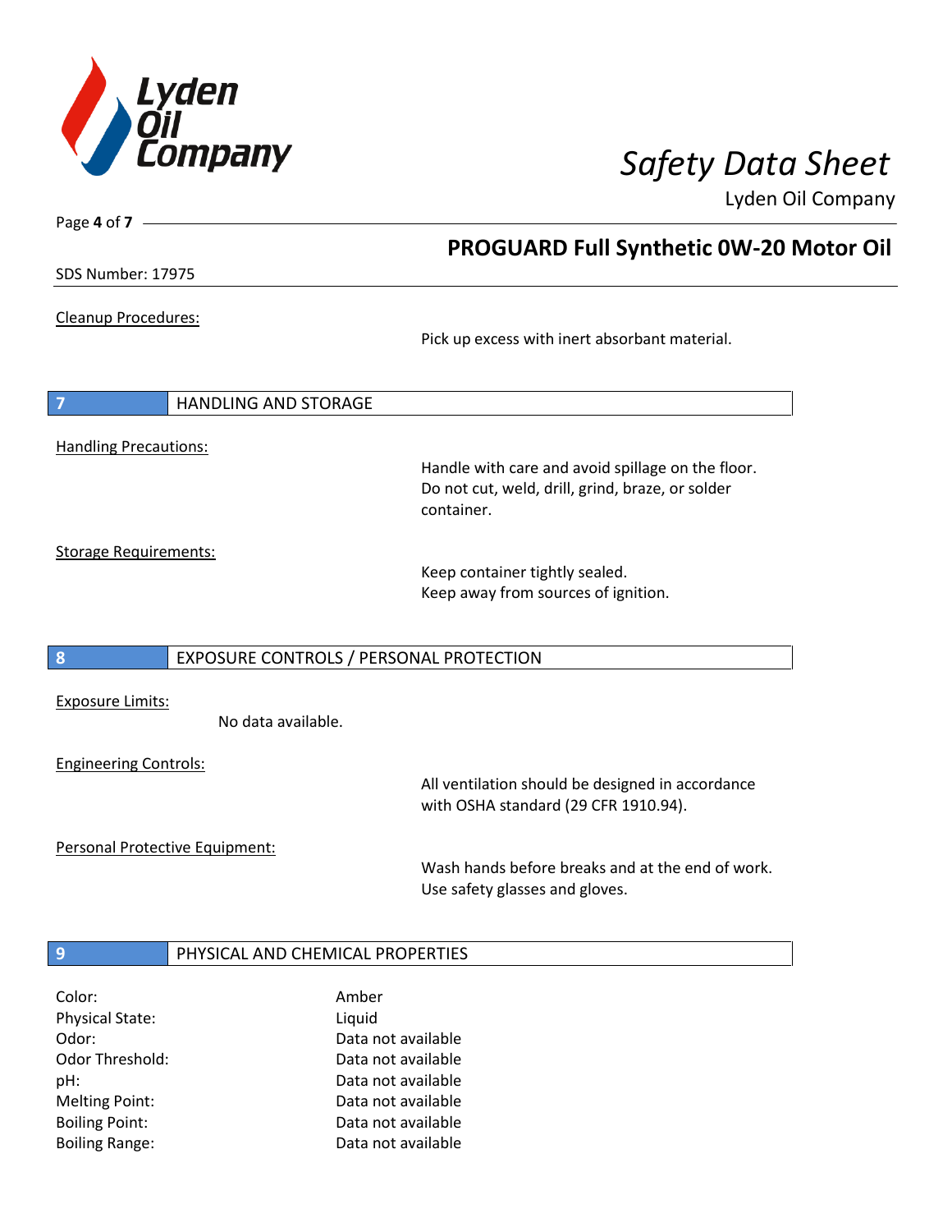Cleanup Procedures:

Pick up excess with inert absorbant material.

## 7 HANDLING AND STORAGE

Handling Precautions:

Handle with care and avoid spillage on the floor.
Do not cut, weld, drill, grind, braze, or solder container.

Storage Requirements:

Keep container tightly sealed.
Keep away from sources of ignition.

## 8 EXPOSURE CONTROLS / PERSONAL PROTECTION

Exposure Limits:

No data available.

Engineering Controls:

All ventilation should be designed in accordance with OSHA standard (29 CFR 1910.94).

Personal Protective Equipment:

Wash hands before breaks and at the end of work.
Use safety glasses and gloves.

## 9 PHYSICAL AND CHEMICAL PROPERTIES

| | |
|---|---|
| Color: | Amber |
| Physical State: | Liquid |
| Odor: | Data not available |
| Odor Threshold: | Data not available |
| pH: | Data not available |
| Melting Point: | Data not available |
| Boiling Point: | Data not available |
| Boiling Range: | Data not available |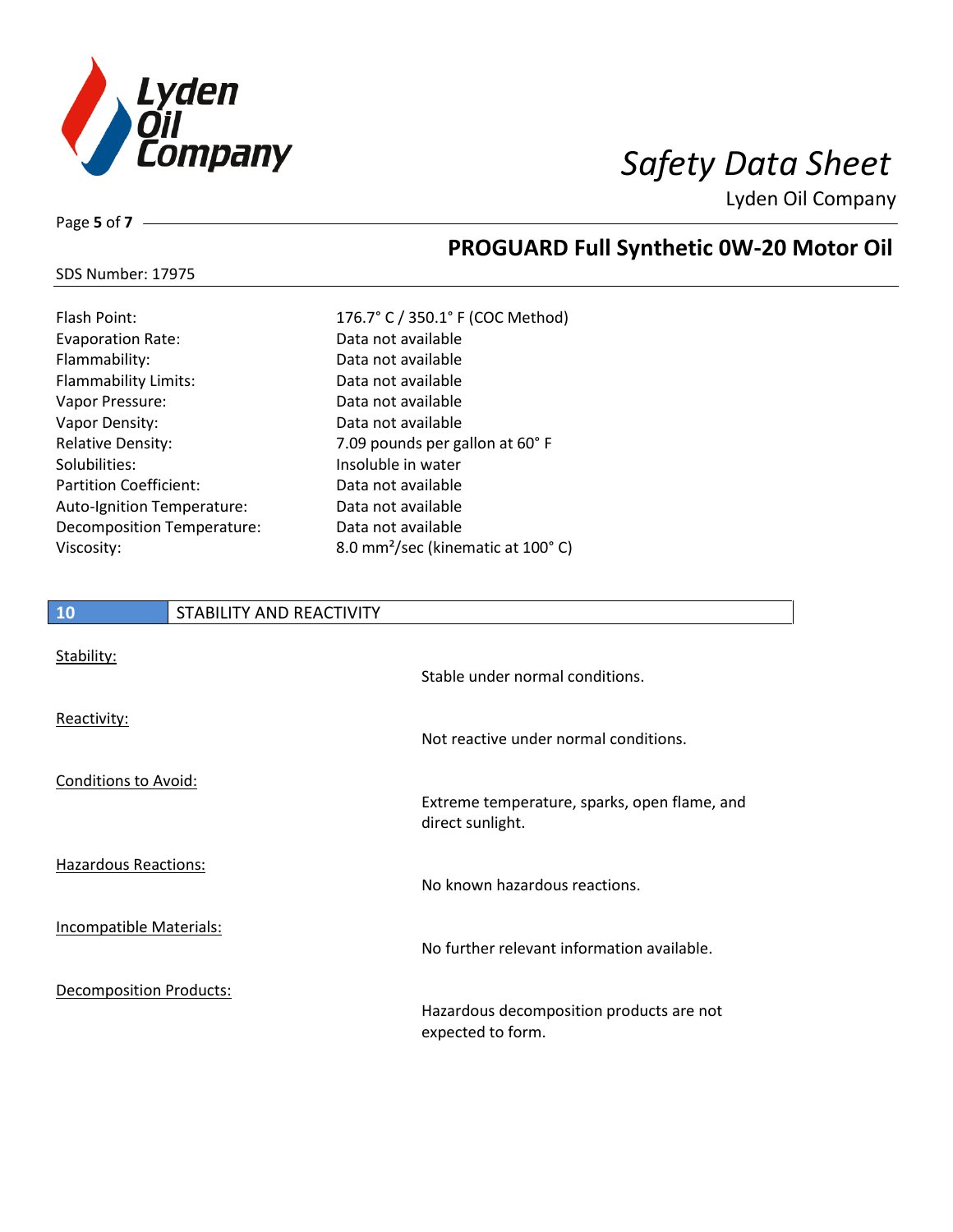| | |
|---|---|
| Flash Point: | 176.7° C / 350.1° F (COC Method) |
| Evaporation Rate: | Data not available |
| Flammability: | Data not available |
| Flammability Limits: | Data not available |
| Vapor Pressure: | Data not available |
| Vapor Density: | Data not available |
| Relative Density: | 7.09 pounds per gallon at 60° F |
| Solubilities: | Insoluble in water |
| Partition Coefficient: | Data not available |
| Auto-Ignition Temperature: | Data not available |
| Decomposition Temperature: | Data not available |
| Viscosity: | 8.0 $mm^2$/sec (kinematic at 100° C) |

## 10 STABILITY AND REACTIVITY

| | |
|---|---|
| Stability: | Stable under normal conditions. |
| Reactivity: | Not reactive under normal conditions. |
| Conditions to Avoid: | Extreme temperature, sparks, open flame, and direct sunlight. |
| Hazardous Reactions: | No known hazardous reactions. |
| Incompatible Materials: | No further relevant information available. |
| Decomposition Products: | Hazardous decomposition products are not expected to form. |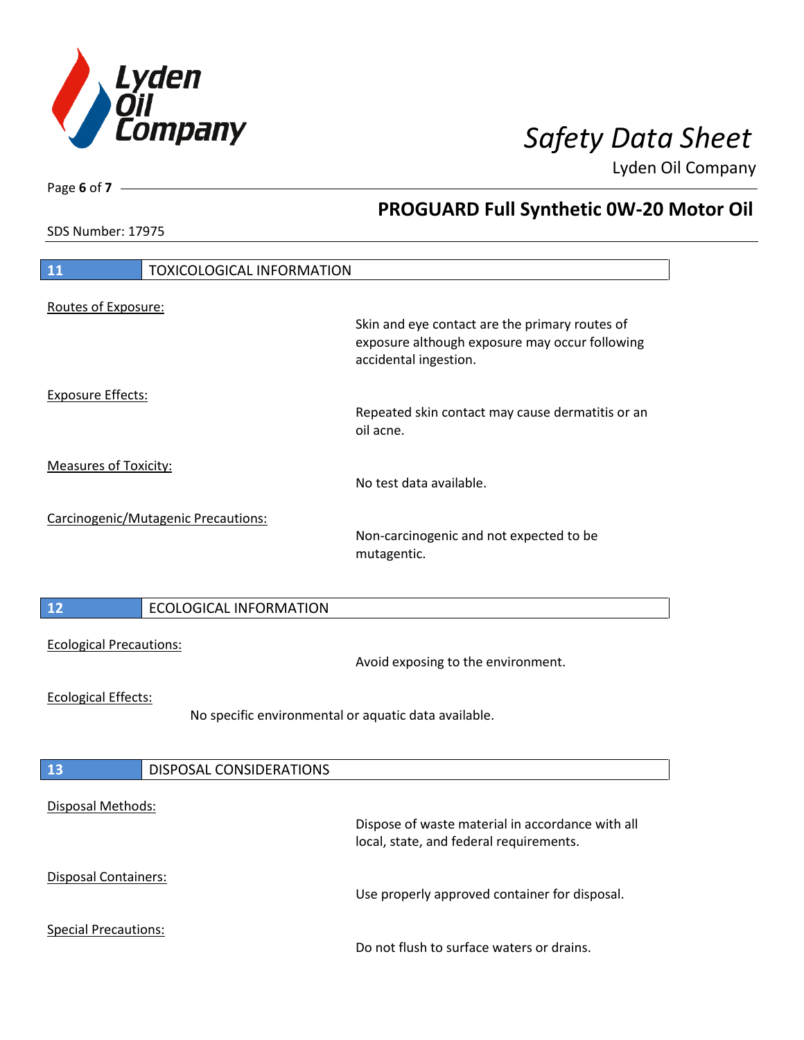## 11 TOXICOLOGICAL INFORMATION

Routes of Exposure:

Skin and eye contact are the primary routes of exposure although exposure may occur following accidental ingestion.

Exposure Effects:

Repeated skin contact may cause dermatitis or an oil acne.

Measures of Toxicity:

No test data available.

Carcinogenic/Mutagenic Precautions:

Non-carcinogenic and not expected to be mutagentic.

## 12 ECOLOGICAL INFORMATION

Ecological Precautions:

Avoid exposing to the environment.

Ecological Effects:

No specific environmental or aquatic data available.

## 13 DISPOSAL CONSIDERATIONS

Disposal Methods:

Dispose of waste material in accordance with all local, state, and federal requirements.

Disposal Containers:

Use properly approved container for disposal.

Special Precautions:

Do not flush to surface waters or drains.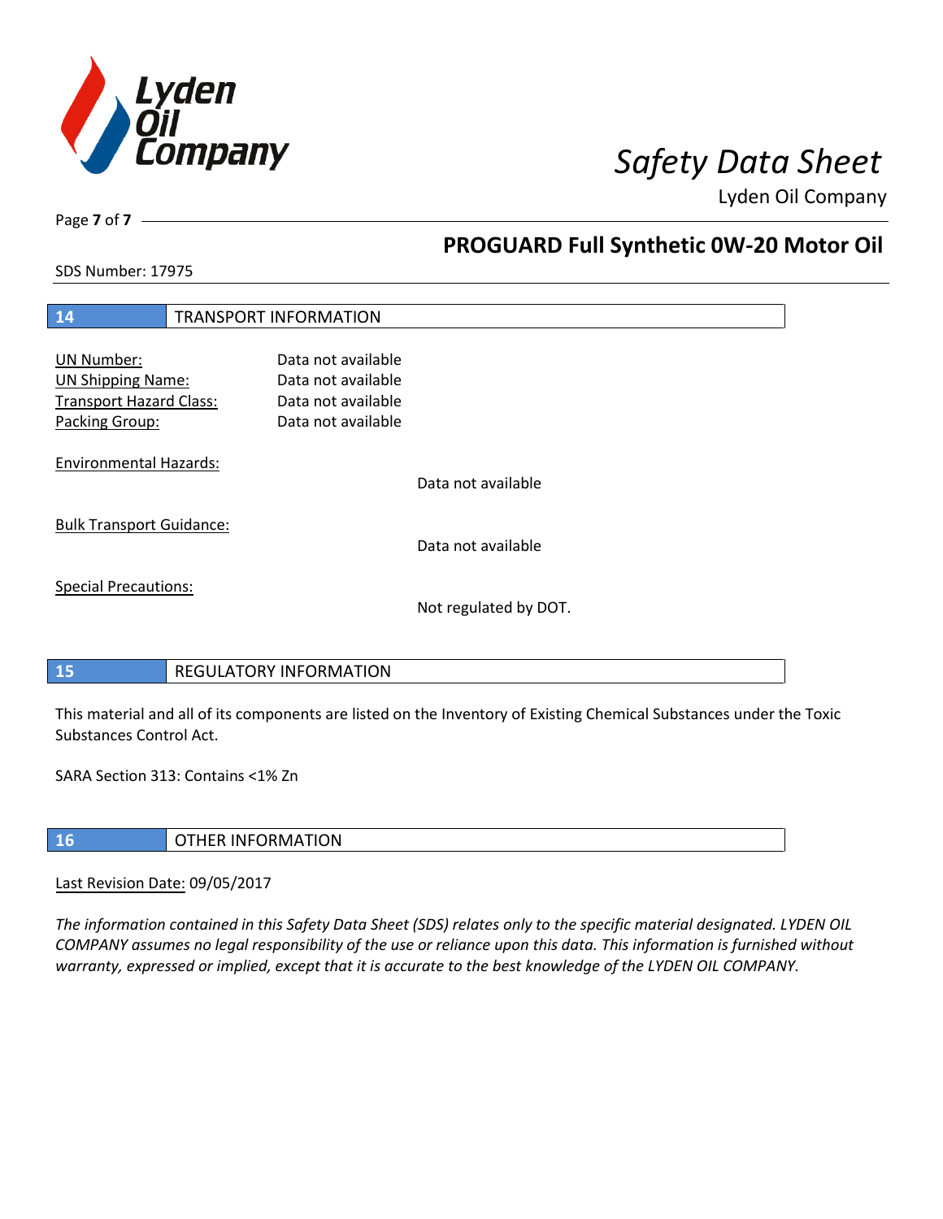## 14 TRANSPORT INFORMATION

| | |
|---|---|
| UN Number: | Data not available |
| UN Shipping Name: | Data not available |
| Transport Hazard Class: | Data not available |
| Packing Group: | Data not available |

Environmental Hazards:

Data not available

Bulk Transport Guidance:

Data not available

Special Precautions:

Not regulated by DOT.

## 15 REGULATORY INFORMATION

This material and all of its components are listed on the Inventory of Existing Chemical Substances under the Toxic Substances Control Act.

SARA Section 313: Contains <1% Zn

## 16 OTHER INFORMATION

Last Revision Date: 09/05/2017

*The information contained in this Safety Data Sheet (SDS) relates only to the specific material designated. LYDEN OIL COMPANY assumes no legal responsibility of the use or reliance upon this data. This information is furnished without warranty, expressed or implied, except that it is accurate to the best knowledge of the LYDEN OIL COMPANY.*